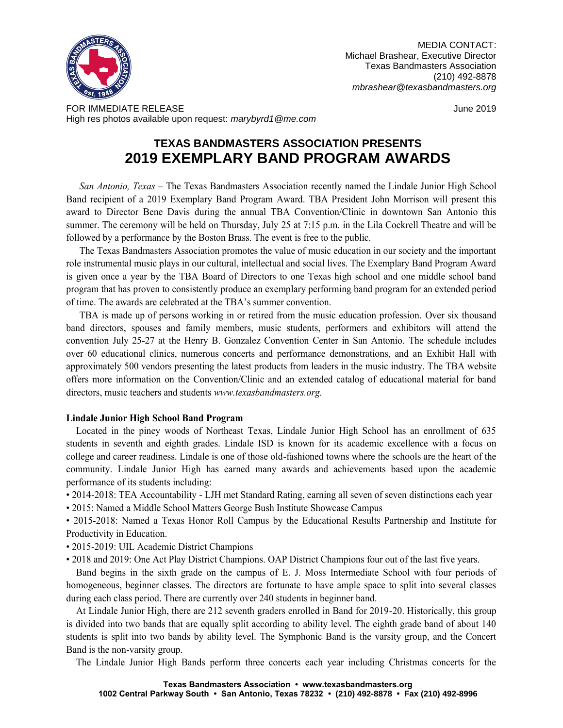MEDIA CONTACT:
Michael Brashear, Executive Director
Texas Bandmasters Association
(210) 492-8878
*mbrashear@texasbandmasters.org*

FOR IMMEDIATE RELEASE

June 2019

High res photos available upon request: *marybyrd1@me.com*

# TEXAS BANDMASTERS ASSOCIATION PRESENTS
# 2019 EXEMPLARY BAND PROGRAM AWARDS

*San Antonio, Texas* – The Texas Bandmasters Association recently named the Lindale Junior High School Band recipient of a 2019 Exemplary Band Program Award. TBA President John Morrison will present this award to Director Bene Davis during the annual TBA Convention/Clinic in downtown San Antonio this summer. The ceremony will be held on Thursday, July 25 at 7:15 p.m. in the Lila Cockrell Theatre and will be followed by a performance by the Boston Brass. The event is free to the public.

The Texas Bandmasters Association promotes the value of music education in our society and the important role instrumental music plays in our cultural, intellectual and social lives. The Exemplary Band Program Award is given once a year by the TBA Board of Directors to one Texas high school and one middle school band program that has proven to consistently produce an exemplary performing band program for an extended period of time. The awards are celebrated at the TBA's summer convention.

TBA is made up of persons working in or retired from the music education profession. Over six thousand band directors, spouses and family members, music students, performers and exhibitors will attend the convention July 25-27 at the Henry B. Gonzalez Convention Center in San Antonio. The schedule includes over 60 educational clinics, numerous concerts and performance demonstrations, and an Exhibit Hall with approximately 500 vendors presenting the latest products from leaders in the music industry. The TBA website offers more information on the Convention/Clinic and an extended catalog of educational material for band directors, music teachers and students *www.texasbandmasters.org.*

**Lindale Junior High School Band Program**

Located in the piney woods of Northeast Texas, Lindale Junior High School has an enrollment of 635 students in seventh and eighth grades. Lindale ISD is known for its academic excellence with a focus on college and career readiness. Lindale is one of those old-fashioned towns where the schools are the heart of the community. Lindale Junior High has earned many awards and achievements based upon the academic performance of its students including:

- 2014-2018: TEA Accountability - LJH met Standard Rating, earning all seven of seven distinctions each year
- 2015: Named a Middle School Matters George Bush Institute Showcase Campus
- 2015-2018: Named a Texas Honor Roll Campus by the Educational Results Partnership and Institute for Productivity in Education.
- 2015-2019: UIL Academic District Champions
- 2018 and 2019: One Act Play District Champions. OAP District Champions four out of the last five years.

Band begins in the sixth grade on the campus of E. J. Moss Intermediate School with four periods of homogeneous, beginner classes. The directors are fortunate to have ample space to split into several classes during each class period. There are currently over 240 students in beginner band.

At Lindale Junior High, there are 212 seventh graders enrolled in Band for 2019-20. Historically, this group is divided into two bands that are equally split according to ability level. The eighth grade band of about 140 students is split into two bands by ability level. The Symphonic Band is the varsity group, and the Concert Band is the non-varsity group.

The Lindale Junior High Bands perform three concerts each year including Christmas concerts for the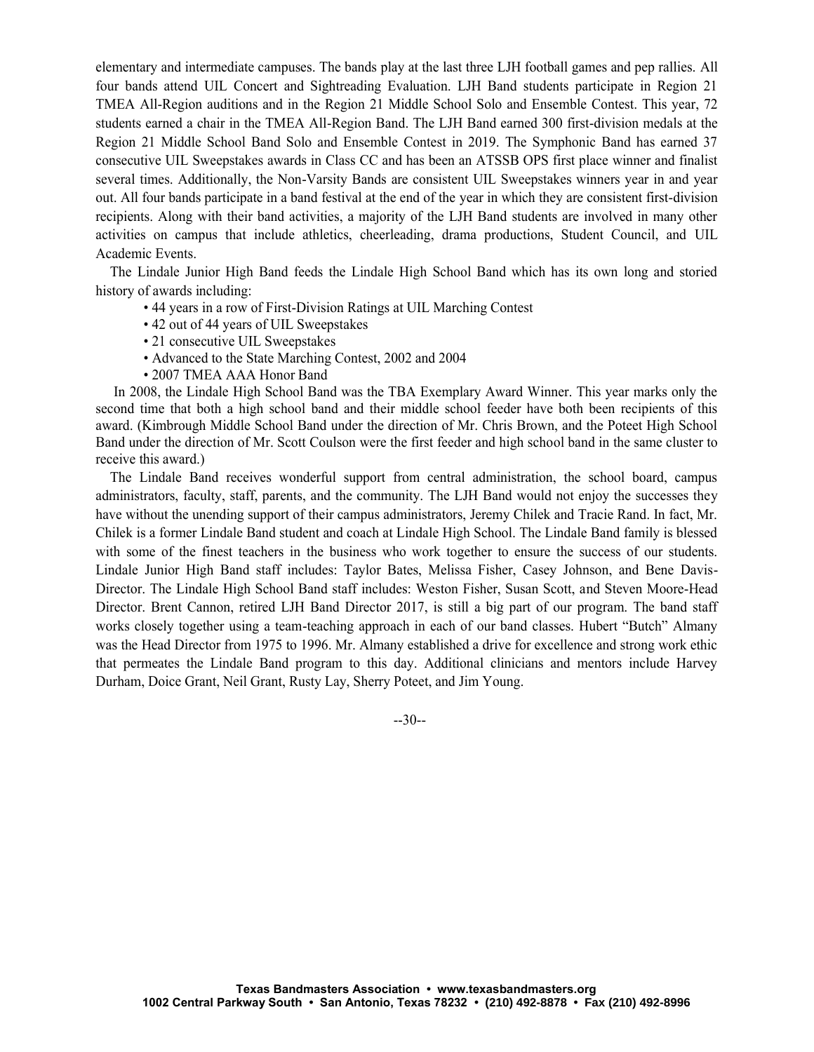elementary and intermediate campuses. The bands play at the last three LJH football games and pep rallies. All four bands attend UIL Concert and Sightreading Evaluation. LJH Band students participate in Region 21 TMEA All-Region auditions and in the Region 21 Middle School Solo and Ensemble Contest. This year, 72 students earned a chair in the TMEA All-Region Band. The LJH Band earned 300 first-division medals at the Region 21 Middle School Band Solo and Ensemble Contest in 2019. The Symphonic Band has earned 37 consecutive UIL Sweepstakes awards in Class CC and has been an ATSSB OPS first place winner and finalist several times. Additionally, the Non-Varsity Bands are consistent UIL Sweepstakes winners year in and year out. All four bands participate in a band festival at the end of the year in which they are consistent first-division recipients. Along with their band activities, a majority of the LJH Band students are involved in many other activities on campus that include athletics, cheerleading, drama productions, Student Council, and UIL Academic Events.

The Lindale Junior High Band feeds the Lindale High School Band which has its own long and storied history of awards including:

- 44 years in a row of First-Division Ratings at UIL Marching Contest
- 42 out of 44 years of UIL Sweepstakes
- 21 consecutive UIL Sweepstakes
- Advanced to the State Marching Contest, 2002 and 2004
- 2007 TMEA AAA Honor Band

In 2008, the Lindale High School Band was the TBA Exemplary Award Winner. This year marks only the second time that both a high school band and their middle school feeder have both been recipients of this award. (Kimbrough Middle School Band under the direction of Mr. Chris Brown, and the Poteet High School Band under the direction of Mr. Scott Coulson were the first feeder and high school band in the same cluster to receive this award.)

The Lindale Band receives wonderful support from central administration, the school board, campus administrators, faculty, staff, parents, and the community. The LJH Band would not enjoy the successes they have without the unending support of their campus administrators, Jeremy Chilek and Tracie Rand. In fact, Mr. Chilek is a former Lindale Band student and coach at Lindale High School. The Lindale Band family is blessed with some of the finest teachers in the business who work together to ensure the success of our students. Lindale Junior High Band staff includes: Taylor Bates, Melissa Fisher, Casey Johnson, and Bene Davis-Director. The Lindale High School Band staff includes: Weston Fisher, Susan Scott, and Steven Moore-Head Director. Brent Cannon, retired LJH Band Director 2017, is still a big part of our program. The band staff works closely together using a team-teaching approach in each of our band classes. Hubert "Butch" Almany was the Head Director from 1975 to 1996. Mr. Almany established a drive for excellence and strong work ethic that permeates the Lindale Band program to this day. Additional clinicians and mentors include Harvey Durham, Doice Grant, Neil Grant, Rusty Lay, Sherry Poteet, and Jim Young.

--30--